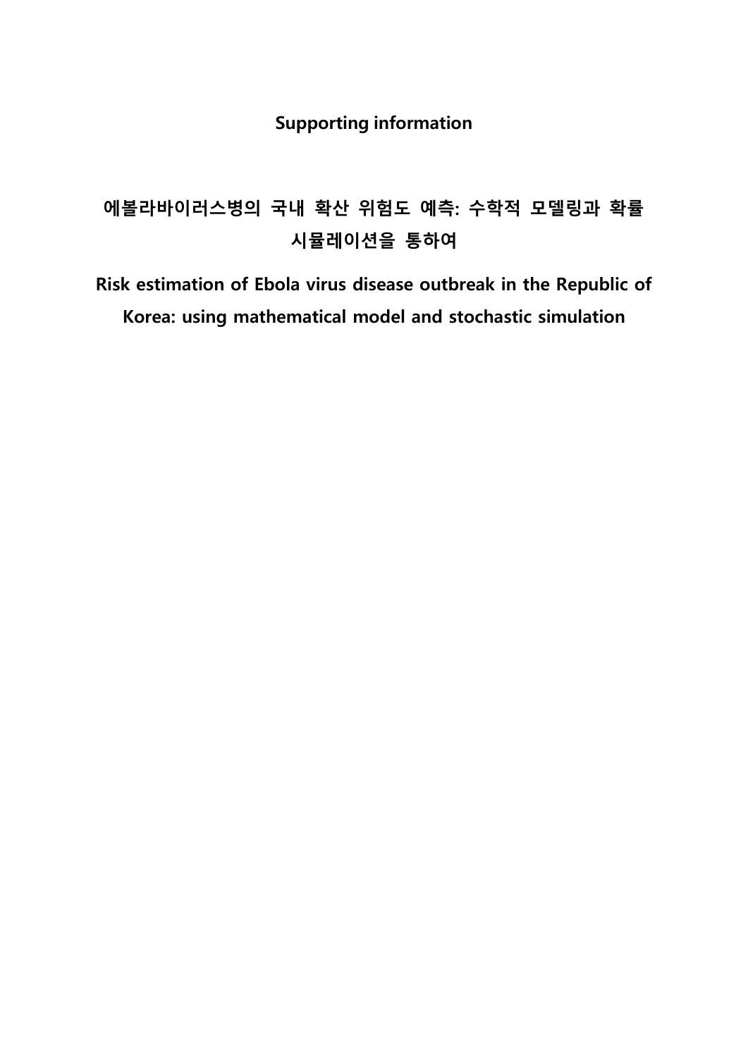**Supporting information**

# 에볼라바이러스병의 국내 확산 위험도 예측: 수학적 모델링과 확률 시뮬레이션을 통하여

# Risk estimation of Ebola virus disease outbreak in the Republic of Korea: using mathematical model and stochastic simulation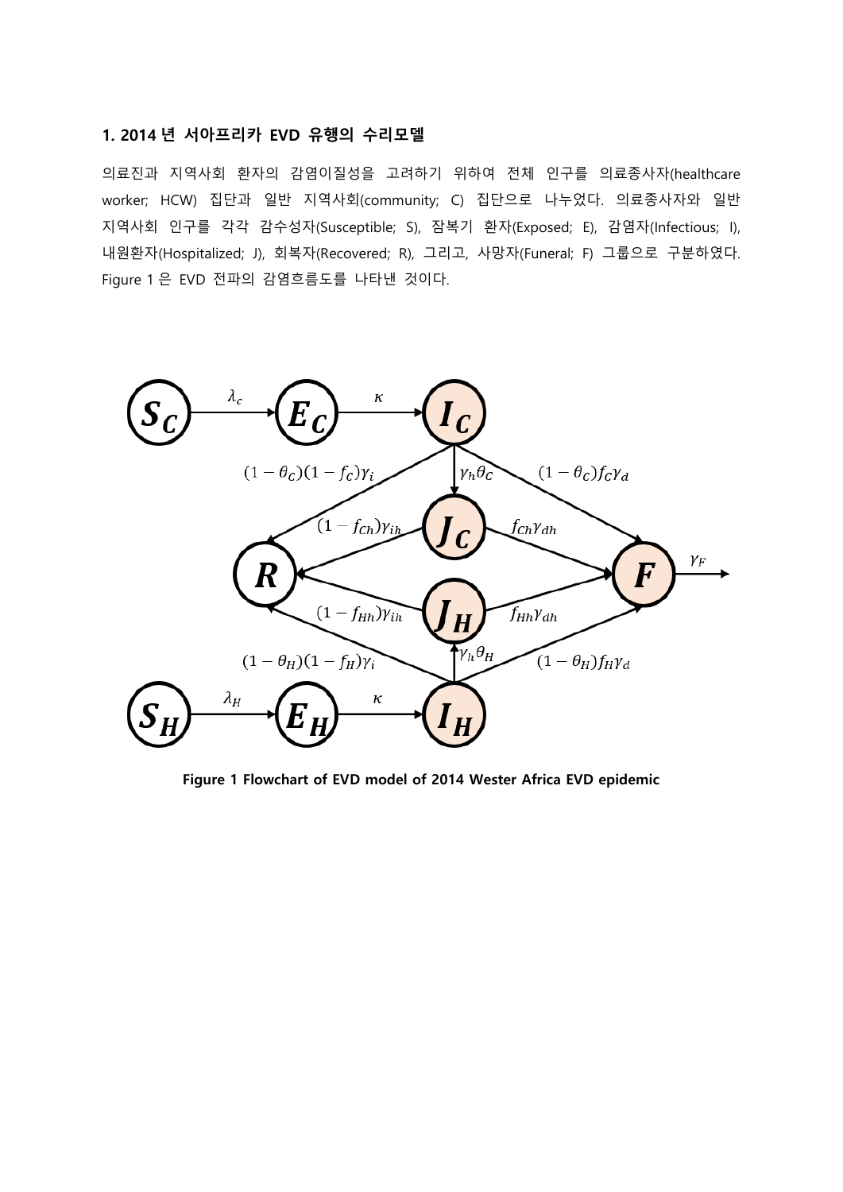## 1. 2014 년 서아프리카 EVD 유행의 수리모델

의료진과 지역사회 환자의 감염이질성을 고려하기 위하여 전체 인구를 의료종사자(healthcare worker; HCW) 집단과 일반 지역사회(community; C) 집단으로 나누었다. 의료종사자와 일반 지역사회 인구를 각각 감수성자(Susceptible; S), 잠복기 환자(Exposed; E), 감염자(Infectious; I), 내원환자(Hospitalized; J), 회복자(Recovered; R), 그리고, 사망자(Funeral; F) 그룹으로 구분하였다. Figure 1 은 EVD 전파의 감염흐름도를 나타낸 것이다.

**Figure 1 Flowchart of EVD model of 2014 Wester Africa EVD epidemic**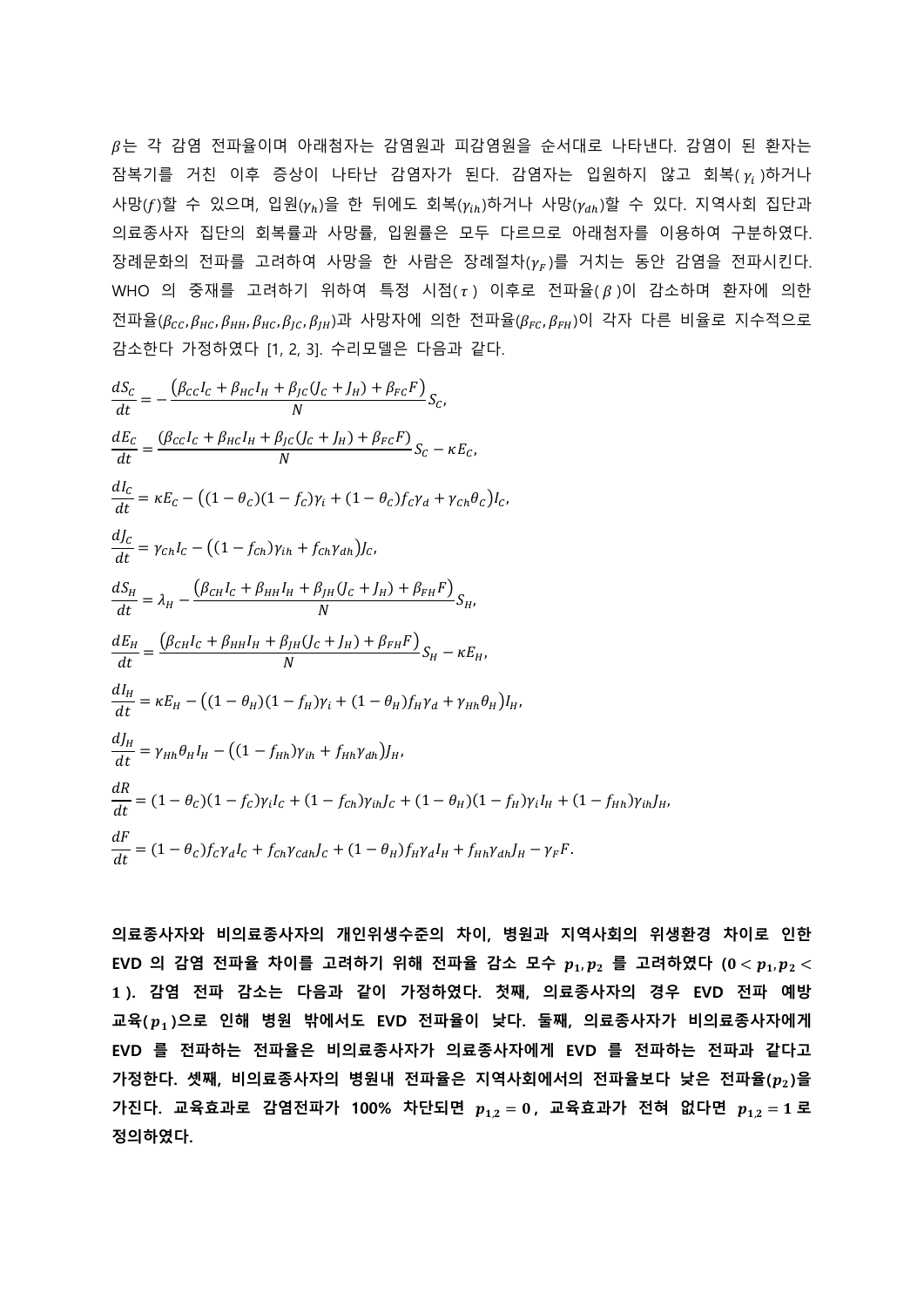$\beta$는 각 감염 전파율이며 아래첨자는 감염원과 피감염원을 순서대로 나타낸다. 감염이 된 환자는 잠복기를 거친 이후 증상이 나타난 감염자가 된다. 감염자는 입원하지 않고 회복($\gamma_i$)하거나 사망($f$)할 수 있으며, 입원($\gamma_h$)을 한 뒤에도 회복($\gamma_{ih}$)하거나 사망($\gamma_{dh}$)할 수 있다. 지역사회 집단과 의료종사자 집단의 회복률과 사망률, 입원률은 모두 다르므로 아래첨자를 이용하여 구분하였다. 장례문화의 전파를 고려하여 사망을 한 사람은 장례절차($\gamma_F$)를 거치는 동안 감염을 전파시킨다. WHO 의 중재를 고려하기 위하여 특정 시점($\tau$) 이후로 전파율($\beta$)이 감소하며 환자에 의한 전파율($\beta_{CC}, \beta_{HC}, \beta_{HH}, \beta_{HC}, \beta_{JC}, \beta_{JH}$)과 사망자에 의한 전파율($\beta_{FC}, \beta_{FH}$)이 각자 다른 비율로 지수적으로 감소한다 가정하였다 [1, 2, 3]. 수리모델은 다음과 같다.

$$\frac{dS_C}{dt} = -\frac{\left(\beta_{CC}I_C + \beta_{HC}I_H + \beta_{JC}(J_C + J_H) + \beta_{FC}F\right)}{N}S_C,$$

$$\frac{dE_C}{dt} = \frac{\left(\beta_{CC}I_C + \beta_{HC}I_H + \beta_{JC}(J_C + J_H) + \beta_{FC}F\right)}{N}S_C - \kappa E_C,$$

$$\frac{dI_C}{dt} = \kappa E_C - \left((1-\theta_C)(1-f_C)\gamma_i + (1-\theta_C)f_C\gamma_d + \gamma_{Ch}\theta_C\right)I_C,$$

$$\frac{dJ_C}{dt} = \gamma_{Ch}I_C - \left((1-f_{Ch})\gamma_{ih} + f_{Ch}\gamma_{dh}\right)J_C,$$

$$\frac{dS_H}{dt} = \lambda_H - \frac{\left(\beta_{CH}I_C + \beta_{HH}I_H + \beta_{JH}(J_C + J_H) + \beta_{FH}F\right)}{N}S_H,$$

$$\frac{dE_H}{dt} = \frac{\left(\beta_{CH}I_C + \beta_{HH}I_H + \beta_{JH}(J_C + J_H) + \beta_{FH}F\right)}{N}S_H - \kappa E_H,$$

$$\frac{dI_H}{dt} = \kappa E_H - \left((1-\theta_H)(1-f_H)\gamma_i + (1-\theta_H)f_H\gamma_d + \gamma_{Hh}\theta_H\right)I_H,$$

$$\frac{dJ_H}{dt} = \gamma_{Hh}\theta_H I_H - \left((1-f_{Hh})\gamma_{ih} + f_{Hh}\gamma_{dh}\right)J_H,$$

$$\frac{dR}{dt} = (1-\theta_C)(1-f_C)\gamma_i I_C + (1-f_{Ch})\gamma_{ih}J_C + (1-\theta_H)(1-f_H)\gamma_i I_H + (1-f_{Hh})\gamma_{ih}J_H,$$

$$\frac{dF}{dt} = (1-\theta_C)f_C\gamma_d I_C + f_{Ch}\gamma_{Cdh}J_C + (1-\theta_H)f_H\gamma_d I_H + f_{Hh}\gamma_{dh}J_H - \gamma_F F.$$

**의료종사자와 비의료종사자의 개인위생수준의 차이, 병원과 지역사회의 위생환경 차이로 인한 EVD 의 감염 전파율 차이를 고려하기 위해 전파율 감소 모수 $p_1, p_2$ 를 고려하였다 ($0 < p_1, p_2 < 1$). 감염 전파 감소는 다음과 같이 가정하였다. 첫째, 의료종사자의 경우 EVD 전파 예방 교육($p_1$)으로 인해 병원 밖에서도 EVD 전파율이 낮다. 둘째, 의료종사자가 비의료종사자에게 EVD 를 전파하는 전파율은 비의료종사자가 의료종사자에게 EVD 를 전파하는 전파과 같다고 가정한다. 셋째, 비의료종사자의 병원내 전파율은 지역사회에서의 전파율보다 낮은 전파율($p_2$)을 가진다. 교육효과로 감염전파가 100% 차단되면 $p_{1,2} = 0$, 교육효과가 전혀 없다면 $p_{1,2} = 1$ 로 정의하였다.**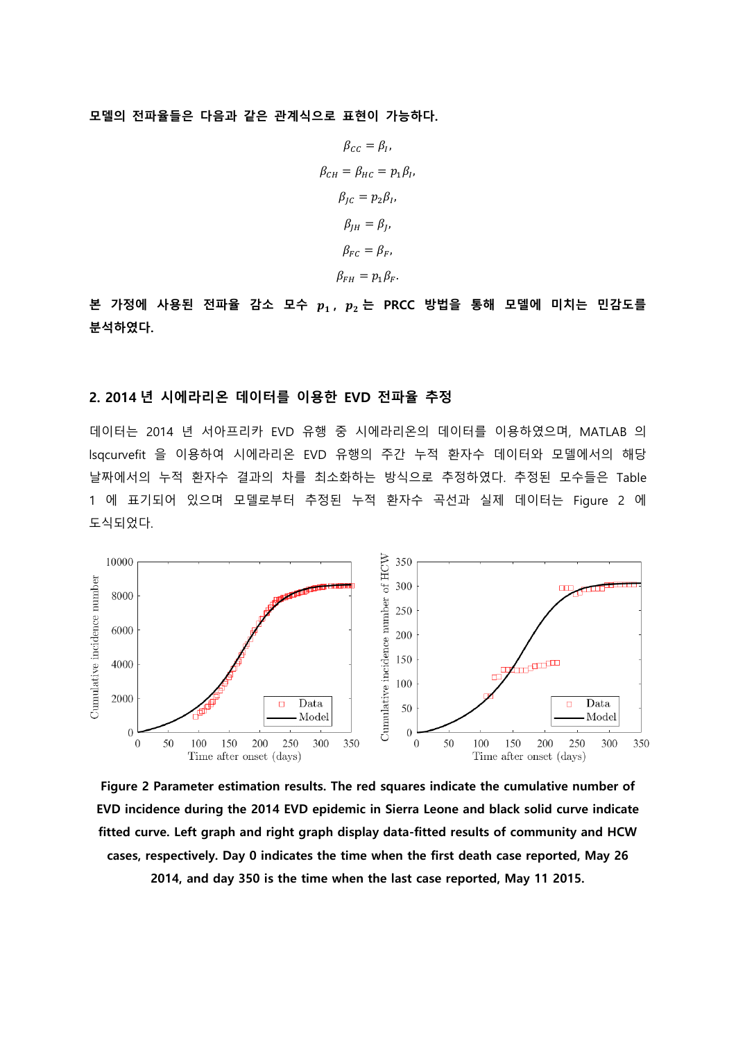**모델의 전파율들은 다음과 같은 관계식으로 표현이 가능하다.**

$$\beta_{CC} = \beta_I,$$

$$\beta_{CH} = \beta_{HC} = p_1\beta_I,$$

$$\beta_{JC} = p_2\beta_I,$$

$$\beta_{JH} = \beta_J,$$

$$\beta_{FC} = \beta_F,$$

$$\beta_{FH} = p_1\beta_F.$$

**본 가정에 사용된 전파율 감소 모수 $p_1$, $p_2$ 는 PRCC 방법을 통해 모델에 미치는 민감도를 분석하였다.**

## 2. 2014 년 시에라리온 데이터를 이용한 EVD 전파율 추정

데이터는 2014 년 서아프리카 EVD 유행 중 시에라리온의 데이터를 이용하였으며, MATLAB 의 lsqcurvefit 을 이용하여 시에라리온 EVD 유행의 주간 누적 환자수 데이터와 모델에서의 해당 날짜에서의 누적 환자수 결과의 차를 최소화하는 방식으로 추정하였다. 추정된 모수들은 Table 1 에 표기되어 있으며 모델로부터 추정된 누적 환자수 곡선과 실제 데이터는 Figure 2 에 도식되었다.

**Figure 2 Parameter estimation results. The red squares indicate the cumulative number of EVD incidence during the 2014 EVD epidemic in Sierra Leone and black solid curve indicate fitted curve. Left graph and right graph display data-fitted results of community and HCW cases, respectively. Day 0 indicates the time when the first death case reported, May 26 2014, and day 350 is the time when the last case reported, May 11 2015.**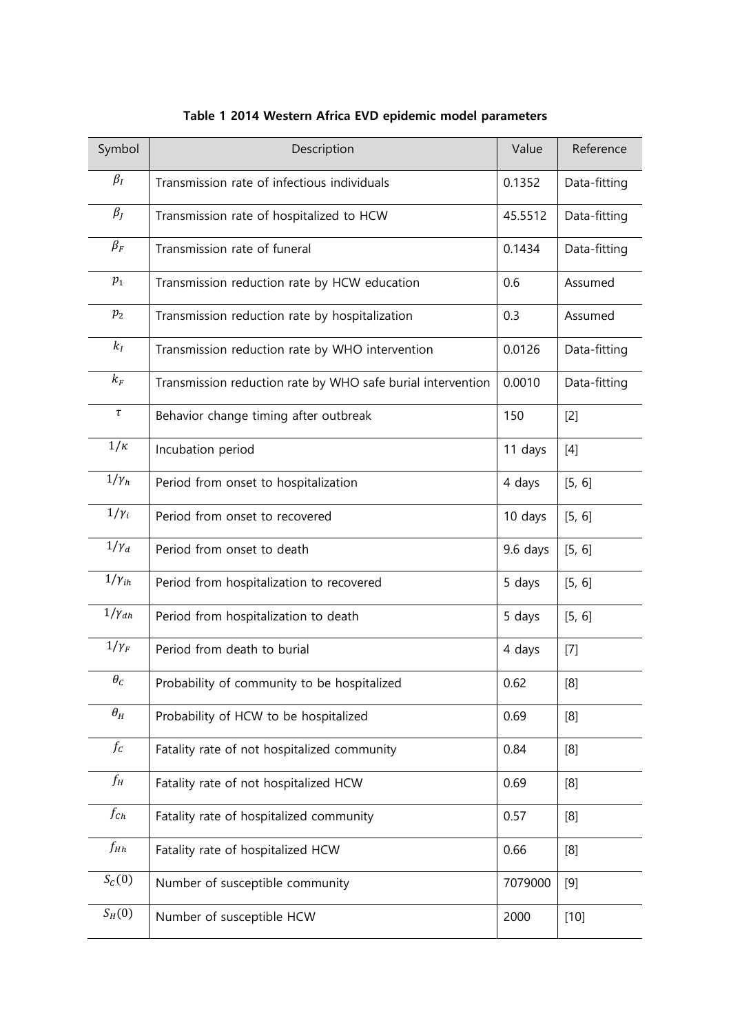**Table 1 2014 Western Africa EVD epidemic model parameters**

| Symbol | Description | Value | Reference |
|---|---|---|---|
| $\beta_I$ | Transmission rate of infectious individuals | 0.1352 | Data-fitting |
| $\beta_J$ | Transmission rate of hospitalized to HCW | 45.5512 | Data-fitting |
| $\beta_F$ | Transmission rate of funeral | 0.1434 | Data-fitting |
| $p_1$ | Transmission reduction rate by HCW education | 0.6 | Assumed |
| $p_2$ | Transmission reduction rate by hospitalization | 0.3 | Assumed |
| $k_I$ | Transmission reduction rate by WHO intervention | 0.0126 | Data-fitting |
| $k_F$ | Transmission reduction rate by WHO safe burial intervention | 0.0010 | Data-fitting |
| $\tau$ | Behavior change timing after outbreak | 150 | [2] |
| $1/\kappa$ | Incubation period | 11 days | [4] |
| $1/\gamma_h$ | Period from onset to hospitalization | 4 days | [5, 6] |
| $1/\gamma_i$ | Period from onset to recovered | 10 days | [5, 6] |
| $1/\gamma_d$ | Period from onset to death | 9.6 days | [5, 6] |
| $1/\gamma_{ih}$ | Period from hospitalization to recovered | 5 days | [5, 6] |
| $1/\gamma_{dh}$ | Period from hospitalization to death | 5 days | [5, 6] |
| $1/\gamma_F$ | Period from death to burial | 4 days | [7] |
| $\theta_C$ | Probability of community to be hospitalized | 0.62 | [8] |
| $\theta_H$ | Probability of HCW to be hospitalized | 0.69 | [8] |
| $f_C$ | Fatality rate of not hospitalized community | 0.84 | [8] |
| $f_H$ | Fatality rate of not hospitalized HCW | 0.69 | [8] |
| $f_{Ch}$ | Fatality rate of hospitalized community | 0.57 | [8] |
| $f_{Hh}$ | Fatality rate of hospitalized HCW | 0.66 | [8] |
| $S_C(0)$ | Number of susceptible community | 7079000 | [9] |
| $S_H(0)$ | Number of susceptible HCW | 2000 | [10] |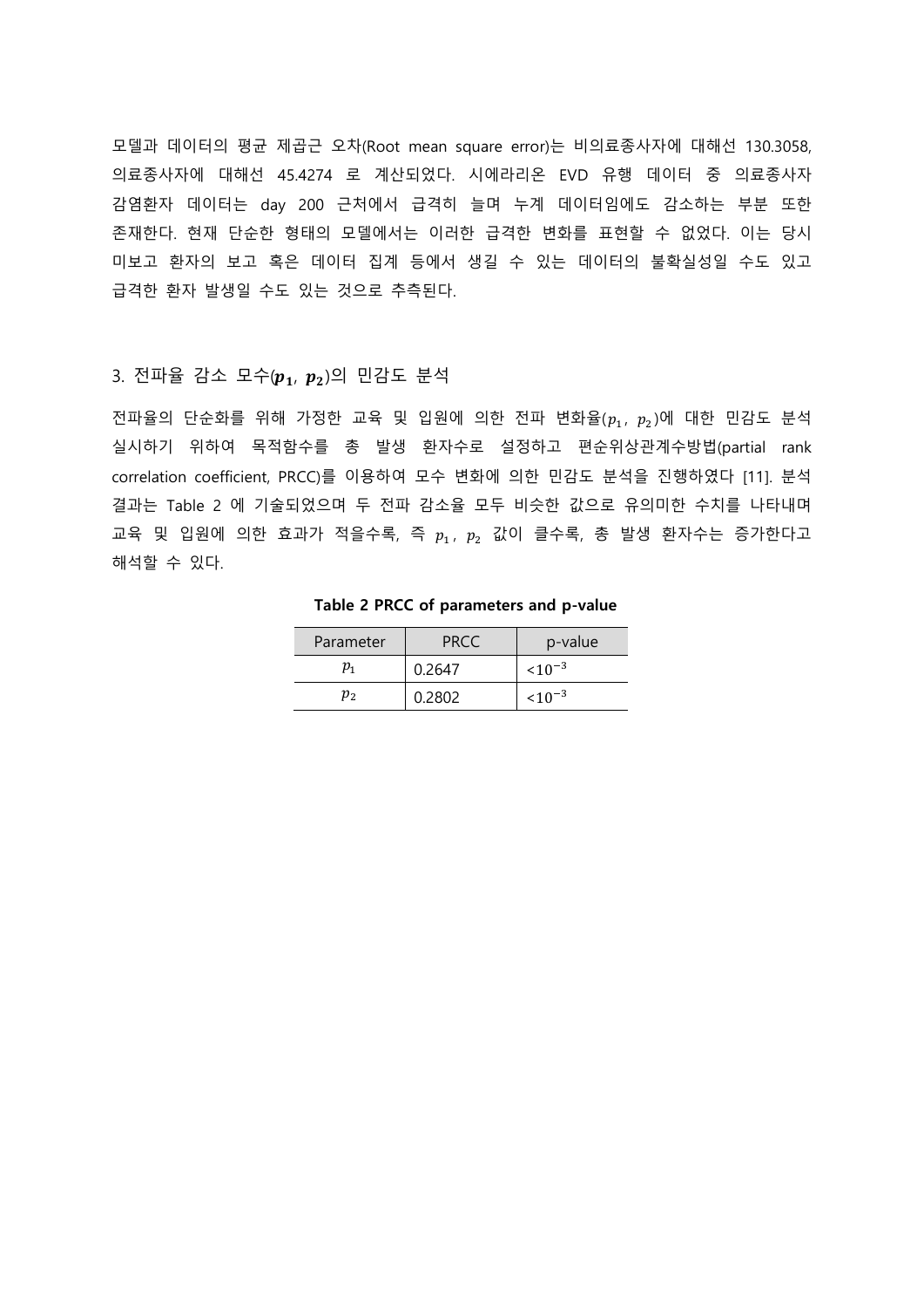모델과 데이터의 평균 제곱근 오차(Root mean square error)는 비의료종사자에 대해선 130.3058, 의료종사자에 대해선 45.4274 로 계산되었다. 시에라리온 EVD 유행 데이터 중 의료종사자 감염환자 데이터는 day 200 근처에서 급격히 늘며 누계 데이터임에도 감소하는 부분 또한 존재한다. 현재 단순한 형태의 모델에서는 이러한 급격한 변화를 표현할 수 없었다. 이는 당시 미보고 환자의 보고 혹은 데이터 집계 등에서 생길 수 있는 데이터의 불확실성일 수도 있고 급격한 환자 발생일 수도 있는 것으로 추측된다.

## 3. 전파율 감소 모수($\boldsymbol{p_1}$, $\boldsymbol{p_2}$)의 민감도 분석

전파율의 단순화를 위해 가정한 교육 및 입원에 의한 전파 변화율($p_1$, $p_2$)에 대한 민감도 분석 실시하기 위하여 목적함수를 총 발생 환자수로 설정하고 편순위상관계수방법(partial rank correlation coefficient, PRCC)를 이용하여 모수 변화에 의한 민감도 분석을 진행하였다 [11]. 분석 결과는 Table 2 에 기술되었으며 두 전파 감소율 모두 비슷한 값으로 유의미한 수치를 나타내며 교육 및 입원에 의한 효과가 적을수록, 즉 $p_1$, $p_2$ 값이 클수록, 총 발생 환자수는 증가한다고 해석할 수 있다.

**Table 2 PRCC of parameters and p-value**

| Parameter | PRCC | p-value |
|---|---|---|
| $p_1$ | 0.2647 | $<10^{-3}$ |
| $p_2$ | 0.2802 | $<10^{-3}$ |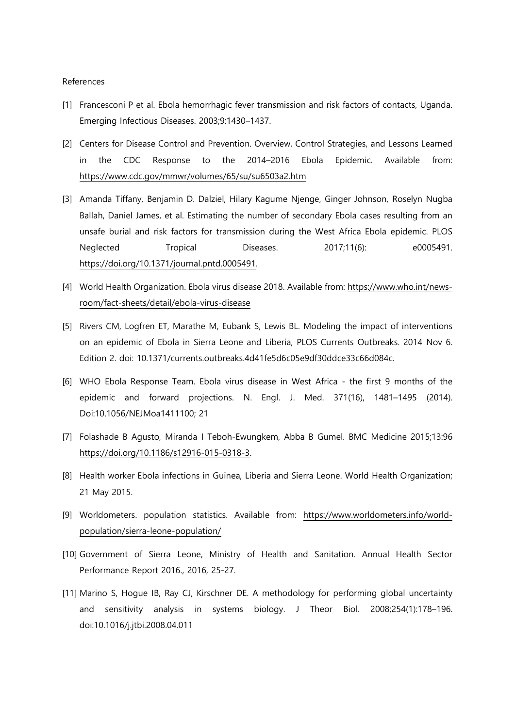References

[1] Francesconi P et al. Ebola hemorrhagic fever transmission and risk factors of contacts, Uganda. Emerging Infectious Diseases. 2003;9:1430–1437.

[2] Centers for Disease Control and Prevention. Overview, Control Strategies, and Lessons Learned in the CDC Response to the 2014–2016 Ebola Epidemic. Available from: https://www.cdc.gov/mmwr/volumes/65/su/su6503a2.htm

[3] Amanda Tiffany, Benjamin D. Dalziel, Hilary Kagume Njenge, Ginger Johnson, Roselyn Nugba Ballah, Daniel James, et al. Estimating the number of secondary Ebola cases resulting from an unsafe burial and risk factors for transmission during the West Africa Ebola epidemic. PLOS Neglected Tropical Diseases. 2017;11(6): e0005491. https://doi.org/10.1371/journal.pntd.0005491.

[4] World Health Organization. Ebola virus disease 2018. Available from: https://www.who.int/news-room/fact-sheets/detail/ebola-virus-disease

[5] Rivers CM, Logfren ET, Marathe M, Eubank S, Lewis BL. Modeling the impact of interventions on an epidemic of Ebola in Sierra Leone and Liberia, PLOS Currents Outbreaks. 2014 Nov 6. Edition 2. doi: 10.1371/currents.outbreaks.4d41fe5d6c05e9df30ddce33c66d084c.

[6] WHO Ebola Response Team. Ebola virus disease in West Africa - the first 9 months of the epidemic and forward projections. N. Engl. J. Med. 371(16), 1481–1495 (2014). Doi:10.1056/NEJMoa1411100; 21

[7] Folashade B Agusto, Miranda I Teboh-Ewungkem, Abba B Gumel. BMC Medicine 2015;13:96 https://doi.org/10.1186/s12916-015-0318-3.

[8] Health worker Ebola infections in Guinea, Liberia and Sierra Leone. World Health Organization; 21 May 2015.

[9] Worldometers. population statistics. Available from: https://www.worldometers.info/world-population/sierra-leone-population/

[10] Government of Sierra Leone, Ministry of Health and Sanitation. Annual Health Sector Performance Report 2016., 2016, 25-27.

[11] Marino S, Hogue IB, Ray CJ, Kirschner DE. A methodology for performing global uncertainty and sensitivity analysis in systems biology. J Theor Biol. 2008;254(1):178–196. doi:10.1016/j.jtbi.2008.04.011